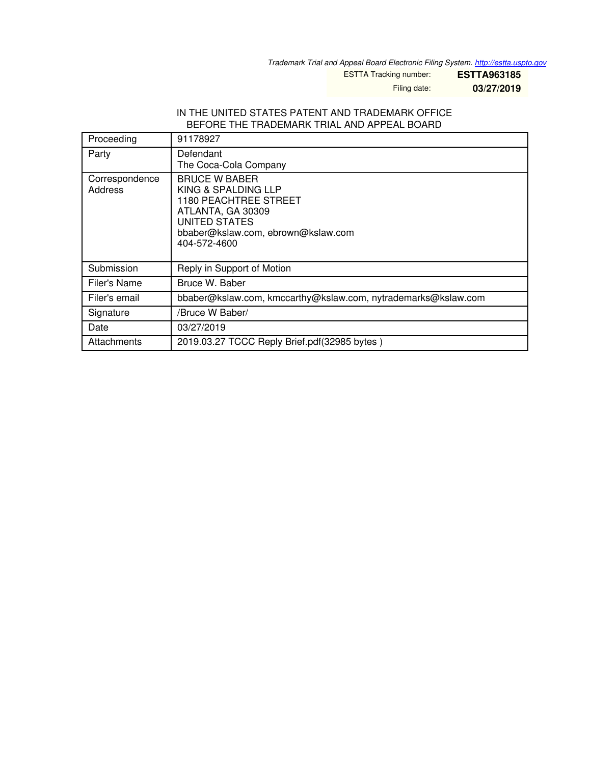Trademark Trial and Appeal Board Electronic Filing System. http://estta.uspto.gov

| | |
|---|---|
| ESTTA Tracking number: | **ESTTA963185** |
| Filing date: | **03/27/2019** |

IN THE UNITED STATES PATENT AND TRADEMARK OFFICE
BEFORE THE TRADEMARK TRIAL AND APPEAL BOARD

| | |
|---|---|
| Proceeding | 91178927 |
| Party | Defendant<br>The Coca-Cola Company |
| Correspondence Address | BRUCE W BABER<br>KING & SPALDING LLP<br>1180 PEACHTREE STREET<br>ATLANTA, GA 30309<br>UNITED STATES<br>bbaber@kslaw.com, ebrown@kslaw.com<br>404-572-4600 |
| Submission | Reply in Support of Motion |
| Filer's Name | Bruce W. Baber |
| Filer's email | bbaber@kslaw.com, kmccarthy@kslaw.com, nytrademarks@kslaw.com |
| Signature | /Bruce W Baber/ |
| Date | 03/27/2019 |
| Attachments | 2019.03.27 TCCC Reply Brief.pdf(32985 bytes ) |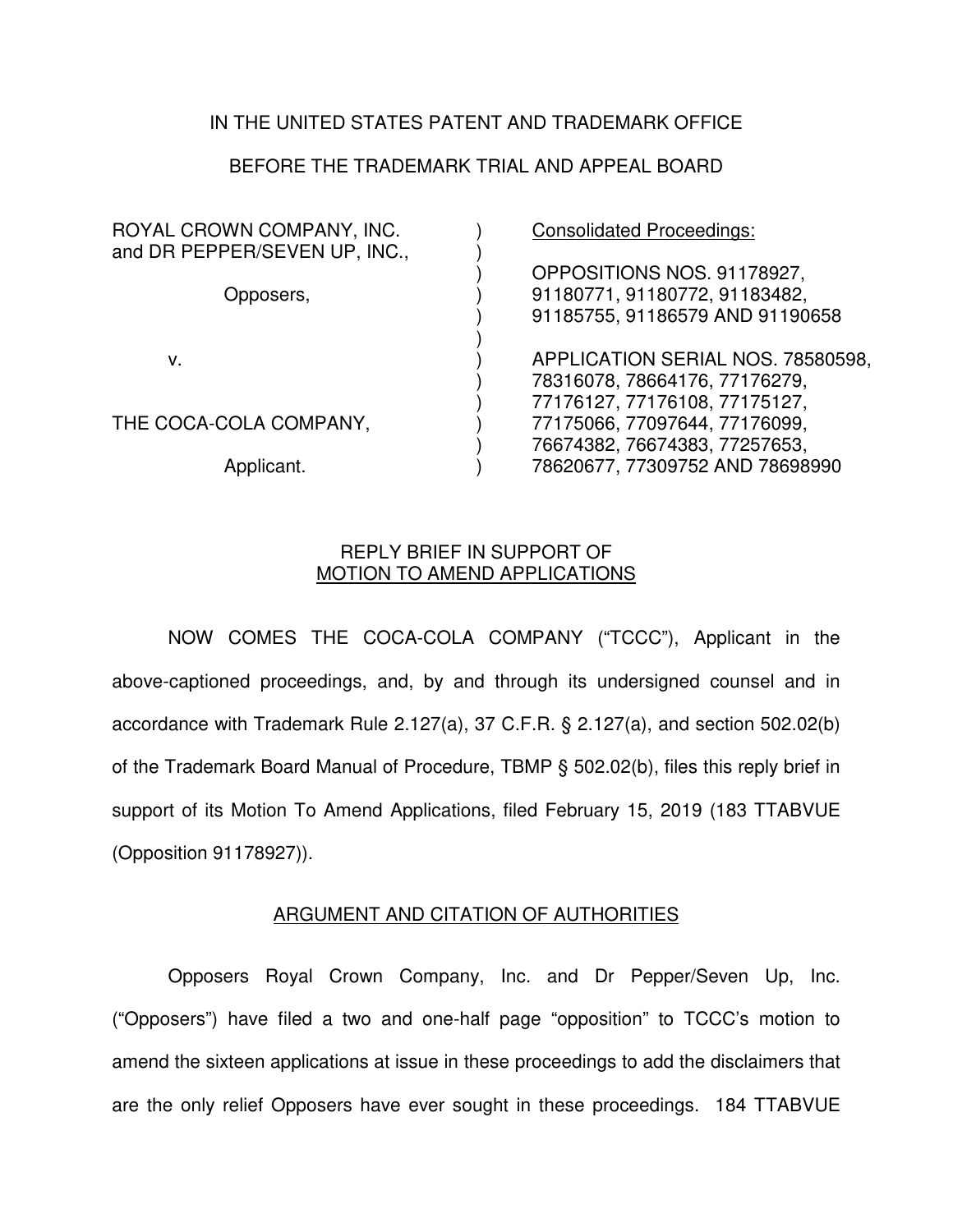IN THE UNITED STATES PATENT AND TRADEMARK OFFICE

BEFORE THE TRADEMARK TRIAL AND APPEAL BOARD

| | | |
|---|---|---|
| ROYAL CROWN COMPANY, INC. and DR PEPPER/SEVEN UP, INC., | ) | Consolidated Proceedings: |
| Opposers, | ) | OPPOSITIONS NOS. 91178927, 91180771, 91180772, 91183482, 91185755, 91186579 AND 91190658 |
| v. | ) | APPLICATION SERIAL NOS. 78580598, 78316078, 78664176, 77176279, 77176127, 77176108, 77175127, 77175066, 77097644, 77176099, 76674382, 76674383, 77257653, 78620677, 77309752 AND 78698990 |
| THE COCA-COLA COMPANY, | ) | |
| Applicant. | ) | |

## REPLY BRIEF IN SUPPORT OF MOTION TO AMEND APPLICATIONS

NOW COMES THE COCA-COLA COMPANY ("TCCC"), Applicant in the above-captioned proceedings, and, by and through its undersigned counsel and in accordance with Trademark Rule 2.127(a), 37 C.F.R. § 2.127(a), and section 502.02(b) of the Trademark Board Manual of Procedure, TBMP § 502.02(b), files this reply brief in support of its Motion To Amend Applications, filed February 15, 2019 (183 TTABVUE (Opposition 91178927)).

## ARGUMENT AND CITATION OF AUTHORITIES

Opposers Royal Crown Company, Inc. and Dr Pepper/Seven Up, Inc. ("Opposers") have filed a two and one-half page "opposition" to TCCC's motion to amend the sixteen applications at issue in these proceedings to add the disclaimers that are the only relief Opposers have ever sought in these proceedings. 184 TTABVUE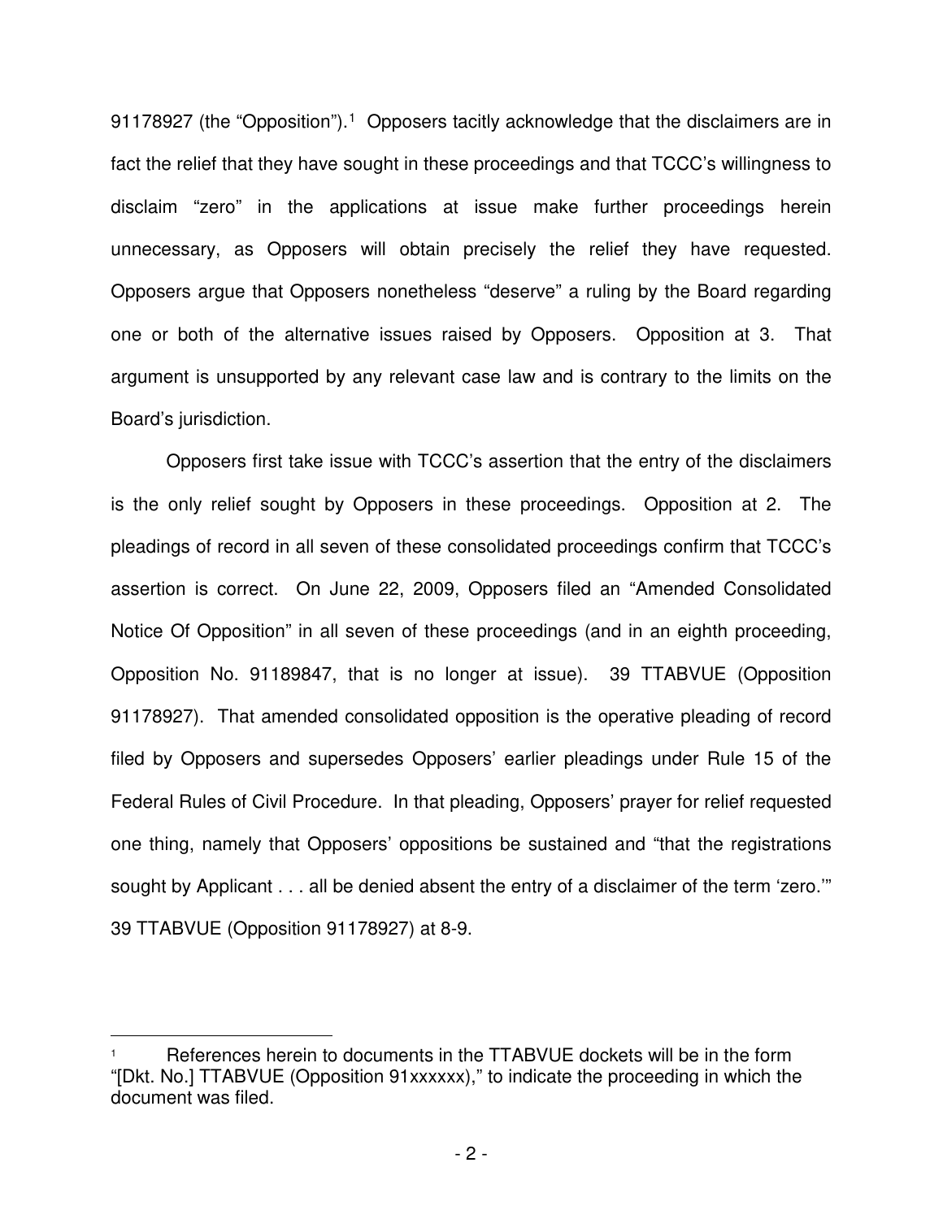91178927 (the "Opposition").[1] Opposers tacitly acknowledge that the disclaimers are in fact the relief that they have sought in these proceedings and that TCCC's willingness to disclaim "zero" in the applications at issue make further proceedings herein unnecessary, as Opposers will obtain precisely the relief they have requested. Opposers argue that Opposers nonetheless "deserve" a ruling by the Board regarding one or both of the alternative issues raised by Opposers. Opposition at 3. That argument is unsupported by any relevant case law and is contrary to the limits on the Board's jurisdiction.

Opposers first take issue with TCCC's assertion that the entry of the disclaimers is the only relief sought by Opposers in these proceedings. Opposition at 2. The pleadings of record in all seven of these consolidated proceedings confirm that TCCC's assertion is correct. On June 22, 2009, Opposers filed an "Amended Consolidated Notice Of Opposition" in all seven of these proceedings (and in an eighth proceeding, Opposition No. 91189847, that is no longer at issue). 39 TTABVUE (Opposition 91178927). That amended consolidated opposition is the operative pleading of record filed by Opposers and supersedes Opposers' earlier pleadings under Rule 15 of the Federal Rules of Civil Procedure. In that pleading, Opposers' prayer for relief requested one thing, namely that Opposers' oppositions be sustained and "that the registrations sought by Applicant . . . all be denied absent the entry of a disclaimer of the term 'zero.'" 39 TTABVUE (Opposition 91178927) at 8-9.

---

[1] References herein to documents in the TTABVUE dockets will be in the form "[Dkt. No.] TTABVUE (Opposition 91xxxxxx)," to indicate the proceeding in which the document was filed.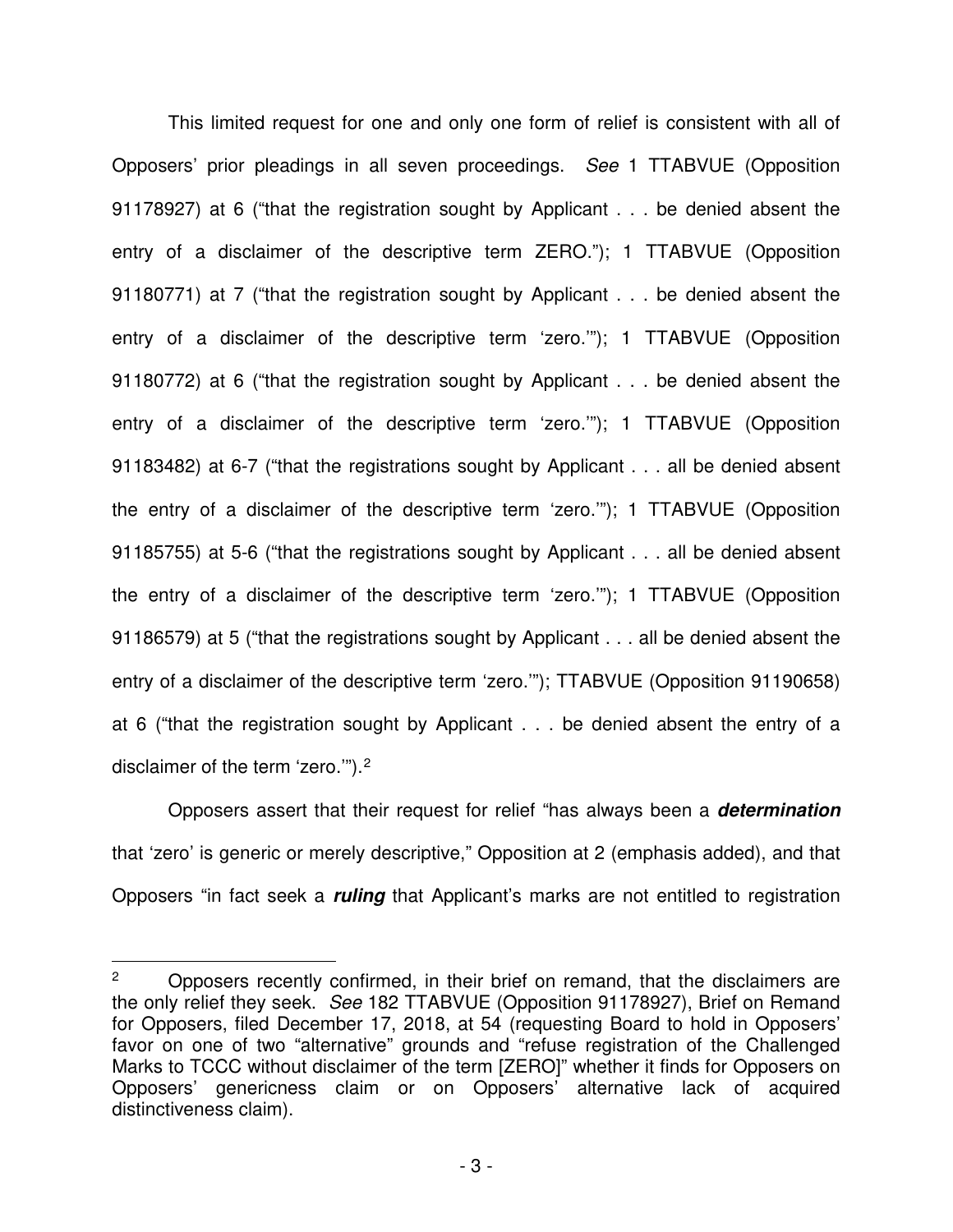This limited request for one and only one form of relief is consistent with all of Opposers' prior pleadings in all seven proceedings. *See* 1 TTABVUE (Opposition 91178927) at 6 ("that the registration sought by Applicant . . . be denied absent the entry of a disclaimer of the descriptive term ZERO."); 1 TTABVUE (Opposition 91180771) at 7 ("that the registration sought by Applicant . . . be denied absent the entry of a disclaimer of the descriptive term 'zero.'"); 1 TTABVUE (Opposition 91180772) at 6 ("that the registration sought by Applicant . . . be denied absent the entry of a disclaimer of the descriptive term 'zero.'"); 1 TTABVUE (Opposition 91183482) at 6-7 ("that the registrations sought by Applicant . . . all be denied absent the entry of a disclaimer of the descriptive term 'zero.'"); 1 TTABVUE (Opposition 91185755) at 5-6 ("that the registrations sought by Applicant . . . all be denied absent the entry of a disclaimer of the descriptive term 'zero.'"); 1 TTABVUE (Opposition 91186579) at 5 ("that the registrations sought by Applicant . . . all be denied absent the entry of a disclaimer of the descriptive term 'zero.'"); TTABVUE (Opposition 91190658) at 6 ("that the registration sought by Applicant . . . be denied absent the entry of a disclaimer of the term 'zero.'").[2]

Opposers assert that their request for relief "has always been a ***determination*** that 'zero' is generic or merely descriptive," Opposition at 2 (emphasis added), and that Opposers "in fact seek a ***ruling*** that Applicant's marks are not entitled to registration

---

[2] Opposers recently confirmed, in their brief on remand, that the disclaimers are the only relief they seek. *See* 182 TTABVUE (Opposition 91178927), Brief on Remand for Opposers, filed December 17, 2018, at 54 (requesting Board to hold in Opposers' favor on one of two "alternative" grounds and "refuse registration of the Challenged Marks to TCCC without disclaimer of the term [ZERO]" whether it finds for Opposers on Opposers' genericness claim or on Opposers' alternative lack of acquired distinctiveness claim).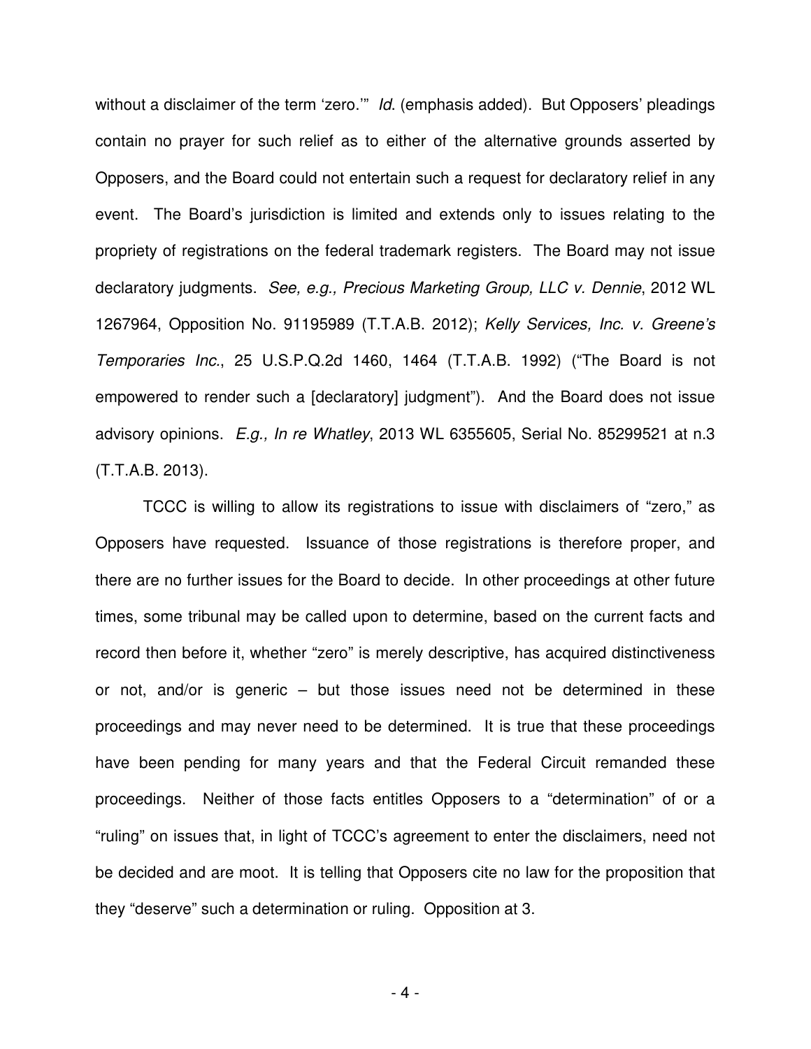without a disclaimer of the term 'zero.'" *Id*. (emphasis added). But Opposers' pleadings contain no prayer for such relief as to either of the alternative grounds asserted by Opposers, and the Board could not entertain such a request for declaratory relief in any event. The Board's jurisdiction is limited and extends only to issues relating to the propriety of registrations on the federal trademark registers. The Board may not issue declaratory judgments. *See, e.g., Precious Marketing Group, LLC v. Dennie*, 2012 WL 1267964, Opposition No. 91195989 (T.T.A.B. 2012); *Kelly Services, Inc. v. Greene's Temporaries Inc*., 25 U.S.P.Q.2d 1460, 1464 (T.T.A.B. 1992) ("The Board is not empowered to render such a [declaratory] judgment"). And the Board does not issue advisory opinions. *E.g., In re Whatley*, 2013 WL 6355605, Serial No. 85299521 at n.3 (T.T.A.B. 2013).

TCCC is willing to allow its registrations to issue with disclaimers of "zero," as Opposers have requested. Issuance of those registrations is therefore proper, and there are no further issues for the Board to decide. In other proceedings at other future times, some tribunal may be called upon to determine, based on the current facts and record then before it, whether "zero" is merely descriptive, has acquired distinctiveness or not, and/or is generic – but those issues need not be determined in these proceedings and may never need to be determined. It is true that these proceedings have been pending for many years and that the Federal Circuit remanded these proceedings. Neither of those facts entitles Opposers to a "determination" of or a "ruling" on issues that, in light of TCCC's agreement to enter the disclaimers, need not be decided and are moot. It is telling that Opposers cite no law for the proposition that they "deserve" such a determination or ruling. Opposition at 3.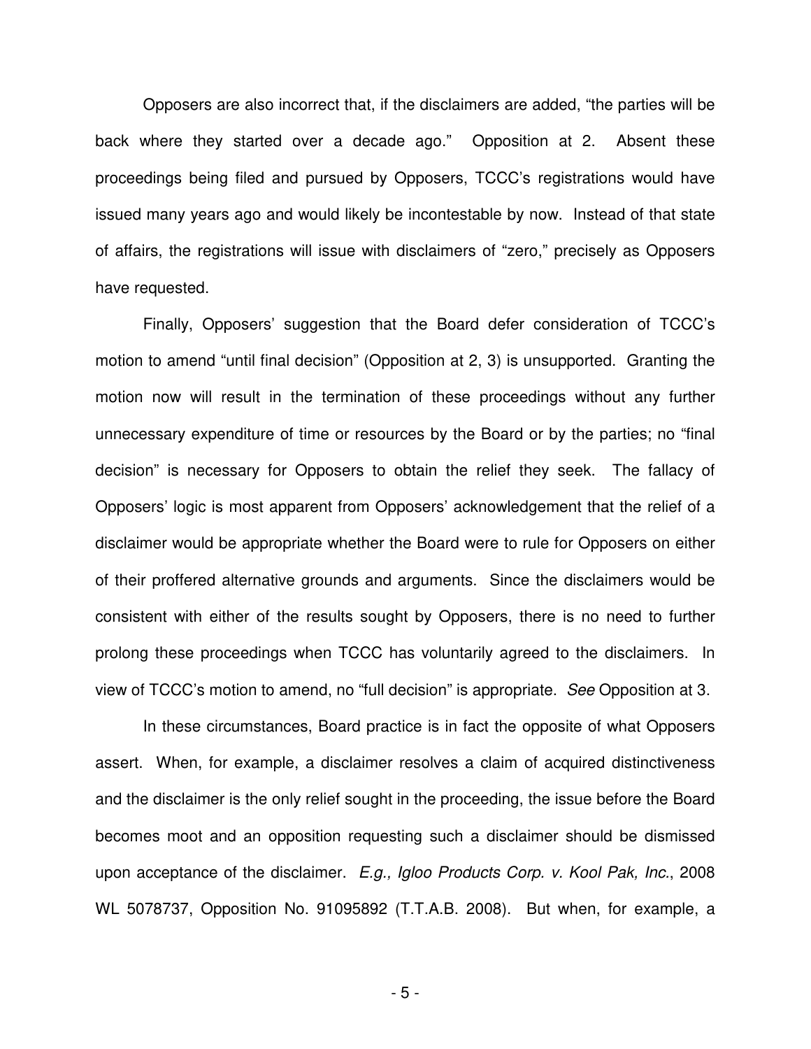Opposers are also incorrect that, if the disclaimers are added, "the parties will be back where they started over a decade ago." Opposition at 2. Absent these proceedings being filed and pursued by Opposers, TCCC's registrations would have issued many years ago and would likely be incontestable by now. Instead of that state of affairs, the registrations will issue with disclaimers of "zero," precisely as Opposers have requested.

Finally, Opposers' suggestion that the Board defer consideration of TCCC's motion to amend "until final decision" (Opposition at 2, 3) is unsupported. Granting the motion now will result in the termination of these proceedings without any further unnecessary expenditure of time or resources by the Board or by the parties; no "final decision" is necessary for Opposers to obtain the relief they seek. The fallacy of Opposers' logic is most apparent from Opposers' acknowledgement that the relief of a disclaimer would be appropriate whether the Board were to rule for Opposers on either of their proffered alternative grounds and arguments. Since the disclaimers would be consistent with either of the results sought by Opposers, there is no need to further prolong these proceedings when TCCC has voluntarily agreed to the disclaimers. In view of TCCC's motion to amend, no "full decision" is appropriate. *See* Opposition at 3.

In these circumstances, Board practice is in fact the opposite of what Opposers assert. When, for example, a disclaimer resolves a claim of acquired distinctiveness and the disclaimer is the only relief sought in the proceeding, the issue before the Board becomes moot and an opposition requesting such a disclaimer should be dismissed upon acceptance of the disclaimer. *E.g., Igloo Products Corp. v. Kool Pak, Inc.*, 2008 WL 5078737, Opposition No. 91095892 (T.T.A.B. 2008). But when, for example, a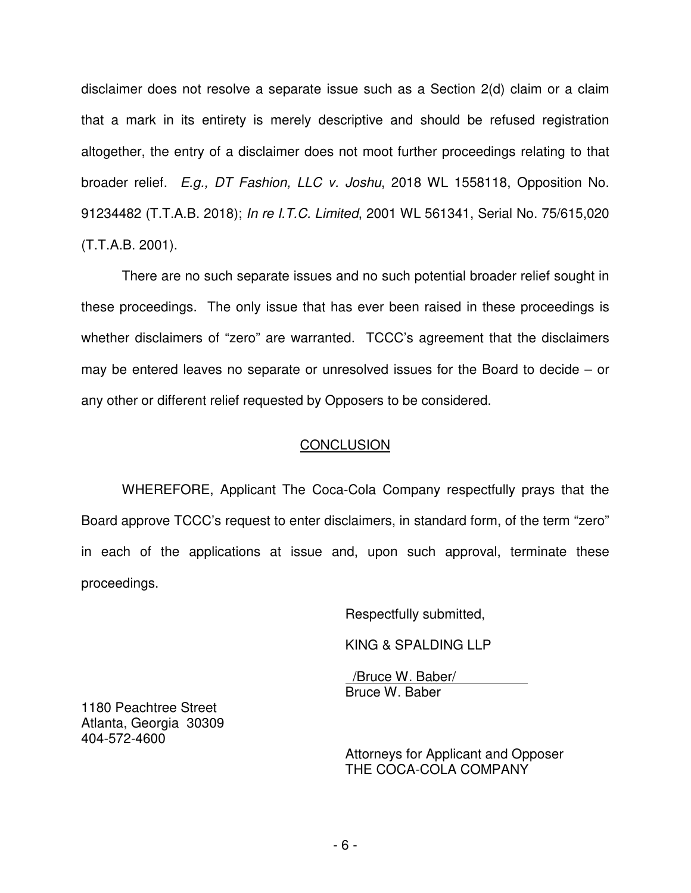disclaimer does not resolve a separate issue such as a Section 2(d) claim or a claim that a mark in its entirety is merely descriptive and should be refused registration altogether, the entry of a disclaimer does not moot further proceedings relating to that broader relief. *E.g., DT Fashion, LLC v. Joshu*, 2018 WL 1558118, Opposition No. 91234482 (T.T.A.B. 2018); *In re I.T.C. Limited*, 2001 WL 561341, Serial No. 75/615,020 (T.T.A.B. 2001).

There are no such separate issues and no such potential broader relief sought in these proceedings. The only issue that has ever been raised in these proceedings is whether disclaimers of "zero" are warranted. TCCC's agreement that the disclaimers may be entered leaves no separate or unresolved issues for the Board to decide – or any other or different relief requested by Opposers to be considered.

## CONCLUSION

WHEREFORE, Applicant The Coca-Cola Company respectfully prays that the Board approve TCCC's request to enter disclaimers, in standard form, of the term "zero" in each of the applications at issue and, upon such approval, terminate these proceedings.

Respectfully submitted,

KING & SPALDING LLP

/Bruce W. Baber/
Bruce W. Baber

1180 Peachtree Street
Atlanta, Georgia 30309
404-572-4600

Attorneys for Applicant and Opposer
THE COCA-COLA COMPANY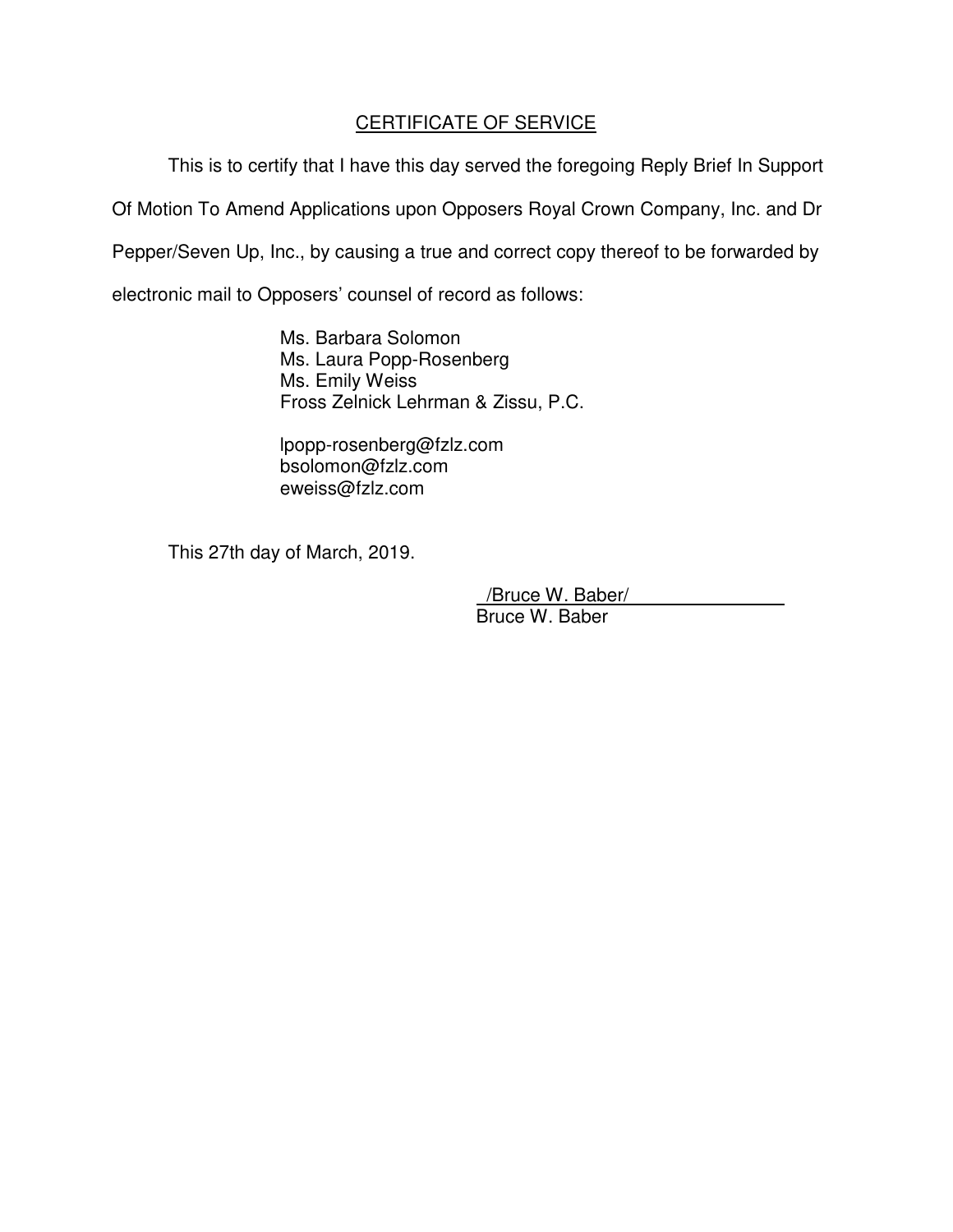# CERTIFICATE OF SERVICE

This is to certify that I have this day served the foregoing Reply Brief In Support Of Motion To Amend Applications upon Opposers Royal Crown Company, Inc. and Dr Pepper/Seven Up, Inc., by causing a true and correct copy thereof to be forwarded by electronic mail to Opposers' counsel of record as follows:

Ms. Barbara Solomon
Ms. Laura Popp-Rosenberg
Ms. Emily Weiss
Fross Zelnick Lehrman & Zissu, P.C.

lpopp-rosenberg@fzlz.com
bsolomon@fzlz.com
eweiss@fzlz.com

This 27th day of March, 2019.

/Bruce W. Baber/
Bruce W. Baber